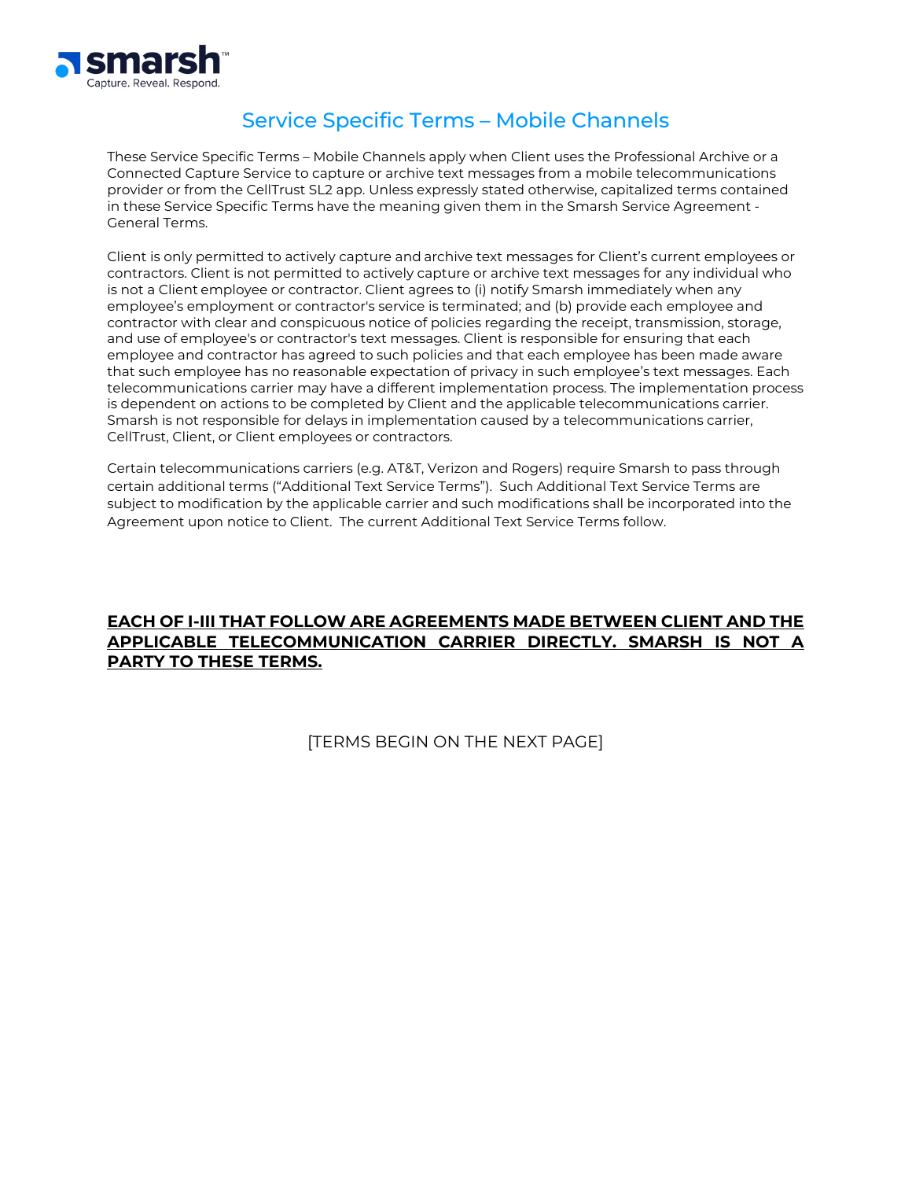# Service Specific Terms – Mobile Channels

These Service Specific Terms – Mobile Channels apply when Client uses the Professional Archive or a Connected Capture Service to capture or archive text messages from a mobile telecommunications provider or from the CellTrust SL2 app. Unless expressly stated otherwise, capitalized terms contained in these Service Specific Terms have the meaning given them in the Smarsh Service Agreement - General Terms.

Client is only permitted to actively capture and archive text messages for Client's current employees or contractors. Client is not permitted to actively capture or archive text messages for any individual who is not a Client employee or contractor. Client agrees to (i) notify Smarsh immediately when any employee's employment or contractor's service is terminated; and (b) provide each employee and contractor with clear and conspicuous notice of policies regarding the receipt, transmission, storage, and use of employee's or contractor's text messages. Client is responsible for ensuring that each employee and contractor has agreed to such policies and that each employee has been made aware that such employee has no reasonable expectation of privacy in such employee's text messages. Each telecommunications carrier may have a different implementation process. The implementation process is dependent on actions to be completed by Client and the applicable telecommunications carrier. Smarsh is not responsible for delays in implementation caused by a telecommunications carrier, CellTrust, Client, or Client employees or contractors.

Certain telecommunications carriers (e.g. AT&T, Verizon and Rogers) require Smarsh to pass through certain additional terms ("Additional Text Service Terms"). Such Additional Text Service Terms are subject to modification by the applicable carrier and such modifications shall be incorporated into the Agreement upon notice to Client. The current Additional Text Service Terms follow.

**EACH OF I-III THAT FOLLOW ARE AGREEMENTS MADE BETWEEN CLIENT AND THE APPLICABLE TELECOMMUNICATION CARRIER DIRECTLY. SMARSH IS NOT A PARTY TO THESE TERMS.**

[TERMS BEGIN ON THE NEXT PAGE]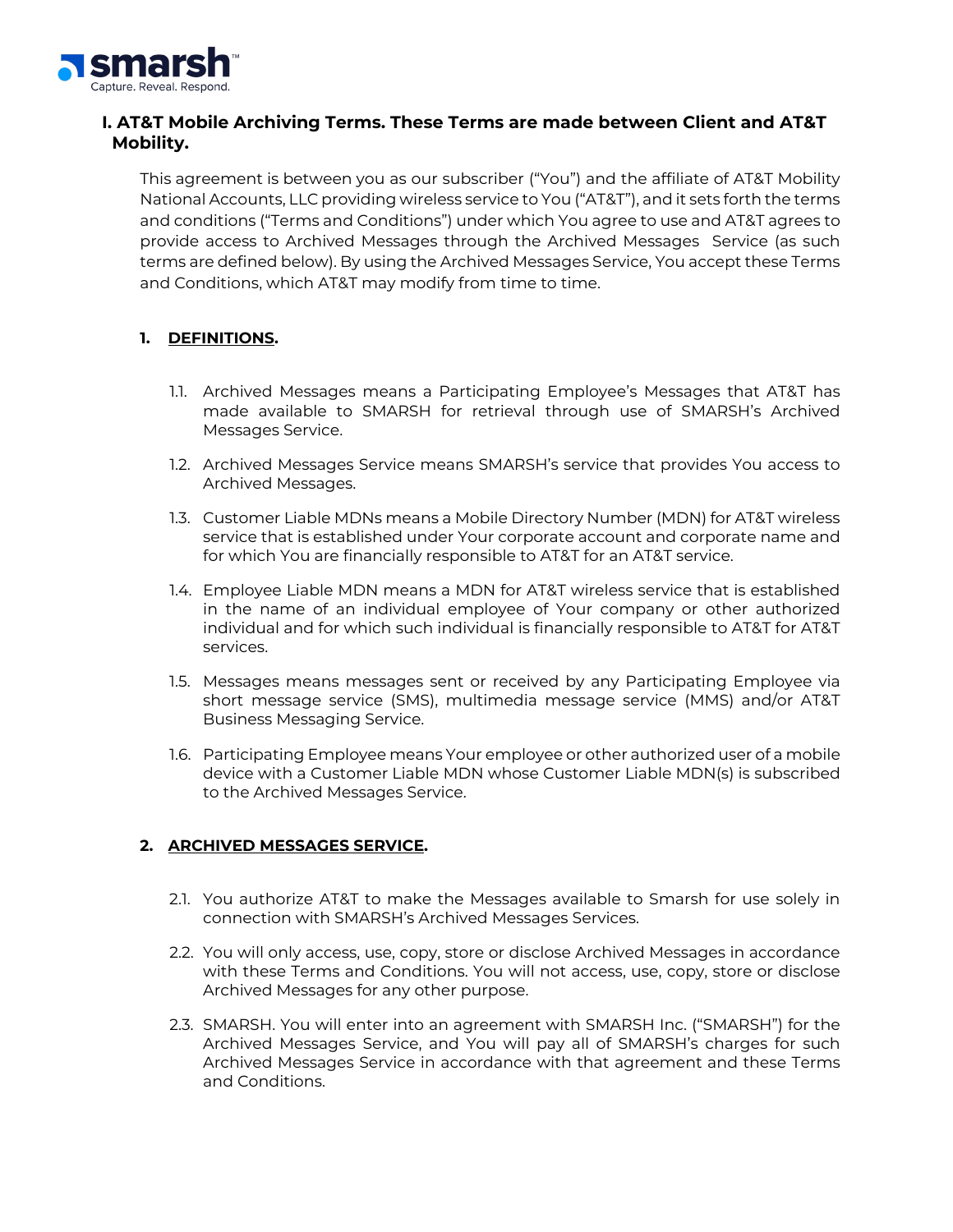## I. AT&T Mobile Archiving Terms. These Terms are made between Client and AT&T Mobility.

This agreement is between you as our subscriber ("You") and the affiliate of AT&T Mobility National Accounts, LLC providing wireless service to You ("AT&T"), and it sets forth the terms and conditions ("Terms and Conditions") under which You agree to use and AT&T agrees to provide access to Archived Messages through the Archived Messages Service (as such terms are defined below). By using the Archived Messages Service, You accept these Terms and Conditions, which AT&T may modify from time to time.

### 1. DEFINITIONS.

1.1. Archived Messages means a Participating Employee's Messages that AT&T has made available to SMARSH for retrieval through use of SMARSH's Archived Messages Service.

1.2. Archived Messages Service means SMARSH's service that provides You access to Archived Messages.

1.3. Customer Liable MDNs means a Mobile Directory Number (MDN) for AT&T wireless service that is established under Your corporate account and corporate name and for which You are financially responsible to AT&T for an AT&T service.

1.4. Employee Liable MDN means a MDN for AT&T wireless service that is established in the name of an individual employee of Your company or other authorized individual and for which such individual is financially responsible to AT&T for AT&T services.

1.5. Messages means messages sent or received by any Participating Employee via short message service (SMS), multimedia message service (MMS) and/or AT&T Business Messaging Service.

1.6. Participating Employee means Your employee or other authorized user of a mobile device with a Customer Liable MDN whose Customer Liable MDN(s) is subscribed to the Archived Messages Service.

### 2. ARCHIVED MESSAGES SERVICE.

2.1. You authorize AT&T to make the Messages available to Smarsh for use solely in connection with SMARSH's Archived Messages Services.

2.2. You will only access, use, copy, store or disclose Archived Messages in accordance with these Terms and Conditions. You will not access, use, copy, store or disclose Archived Messages for any other purpose.

2.3. SMARSH. You will enter into an agreement with SMARSH Inc. ("SMARSH") for the Archived Messages Service, and You will pay all of SMARSH's charges for such Archived Messages Service in accordance with that agreement and these Terms and Conditions.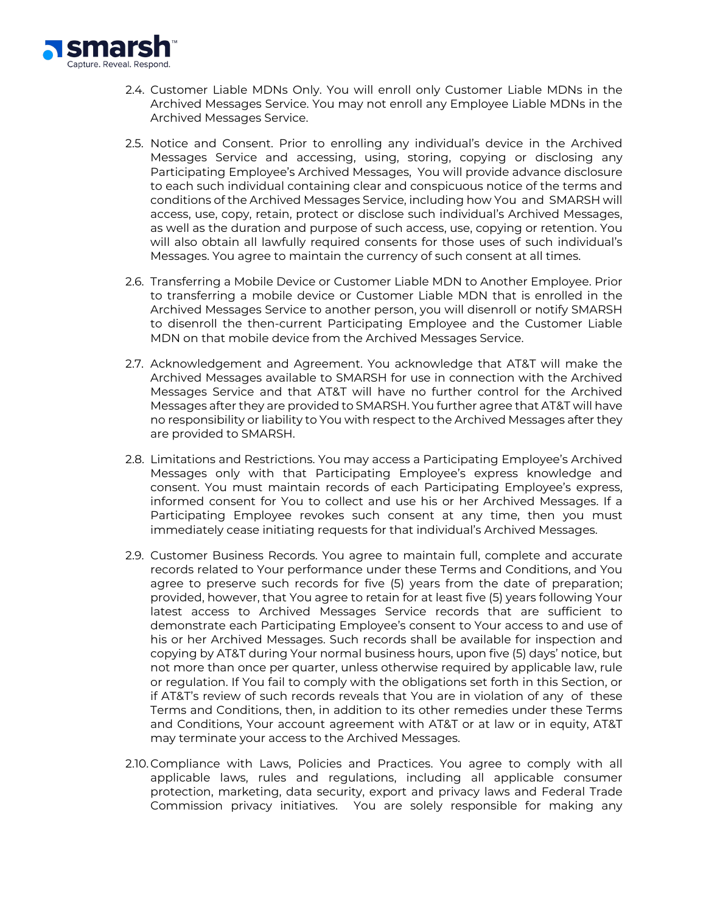2.4. Customer Liable MDNs Only. You will enroll only Customer Liable MDNs in the Archived Messages Service. You may not enroll any Employee Liable MDNs in the Archived Messages Service.

2.5. Notice and Consent. Prior to enrolling any individual's device in the Archived Messages Service and accessing, using, storing, copying or disclosing any Participating Employee's Archived Messages, You will provide advance disclosure to each such individual containing clear and conspicuous notice of the terms and conditions of the Archived Messages Service, including how You and SMARSH will access, use, copy, retain, protect or disclose such individual's Archived Messages, as well as the duration and purpose of such access, use, copying or retention. You will also obtain all lawfully required consents for those uses of such individual's Messages. You agree to maintain the currency of such consent at all times.

2.6. Transferring a Mobile Device or Customer Liable MDN to Another Employee. Prior to transferring a mobile device or Customer Liable MDN that is enrolled in the Archived Messages Service to another person, you will disenroll or notify SMARSH to disenroll the then-current Participating Employee and the Customer Liable MDN on that mobile device from the Archived Messages Service.

2.7. Acknowledgement and Agreement. You acknowledge that AT&T will make the Archived Messages available to SMARSH for use in connection with the Archived Messages Service and that AT&T will have no further control for the Archived Messages after they are provided to SMARSH. You further agree that AT&T will have no responsibility or liability to You with respect to the Archived Messages after they are provided to SMARSH.

2.8. Limitations and Restrictions. You may access a Participating Employee's Archived Messages only with that Participating Employee's express knowledge and consent. You must maintain records of each Participating Employee's express, informed consent for You to collect and use his or her Archived Messages. If a Participating Employee revokes such consent at any time, then you must immediately cease initiating requests for that individual's Archived Messages.

2.9. Customer Business Records. You agree to maintain full, complete and accurate records related to Your performance under these Terms and Conditions, and You agree to preserve such records for five (5) years from the date of preparation; provided, however, that You agree to retain for at least five (5) years following Your latest access to Archived Messages Service records that are sufficient to demonstrate each Participating Employee's consent to Your access to and use of his or her Archived Messages. Such records shall be available for inspection and copying by AT&T during Your normal business hours, upon five (5) days' notice, but not more than once per quarter, unless otherwise required by applicable law, rule or regulation. If You fail to comply with the obligations set forth in this Section, or if AT&T's review of such records reveals that You are in violation of any of these Terms and Conditions, then, in addition to its other remedies under these Terms and Conditions, Your account agreement with AT&T or at law or in equity, AT&T may terminate your access to the Archived Messages.

2.10. Compliance with Laws, Policies and Practices. You agree to comply with all applicable laws, rules and regulations, including all applicable consumer protection, marketing, data security, export and privacy laws and Federal Trade Commission privacy initiatives. You are solely responsible for making any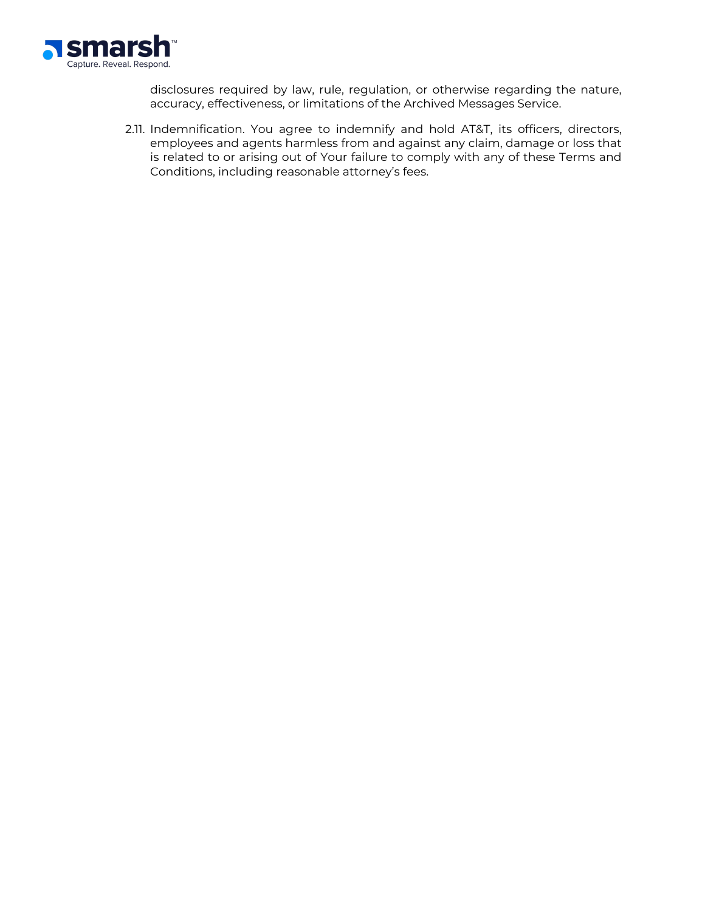disclosures required by law, rule, regulation, or otherwise regarding the nature, accuracy, effectiveness, or limitations of the Archived Messages Service.

2.11. Indemnification. You agree to indemnify and hold AT&T, its officers, directors, employees and agents harmless from and against any claim, damage or loss that is related to or arising out of Your failure to comply with any of these Terms and Conditions, including reasonable attorney's fees.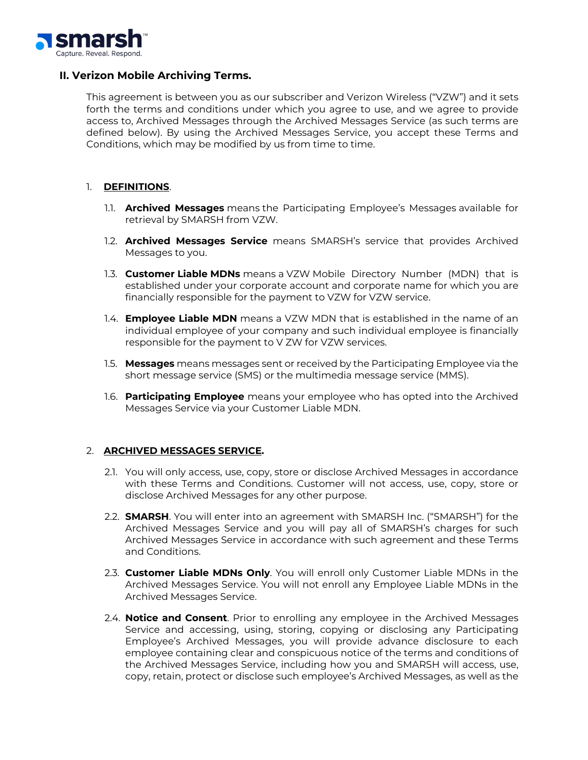## II. Verizon Mobile Archiving Terms.

This agreement is between you as our subscriber and Verizon Wireless ("VZW") and it sets forth the terms and conditions under which you agree to use, and we agree to provide access to, Archived Messages through the Archived Messages Service (as such terms are defined below). By using the Archived Messages Service, you accept these Terms and Conditions, which may be modified by us from time to time.

1. **DEFINITIONS**.

   1.1. **Archived Messages** means the Participating Employee's Messages available for retrieval by SMARSH from VZW.

   1.2. **Archived Messages Service** means SMARSH's service that provides Archived Messages to you.

   1.3. **Customer Liable MDNs** means a VZW Mobile Directory Number (MDN) that is established under your corporate account and corporate name for which you are financially responsible for the payment to VZW for VZW service.

   1.4. **Employee Liable MDN** means a VZW MDN that is established in the name of an individual employee of your company and such individual employee is financially responsible for the payment to V ZW for VZW services.

   1.5. **Messages** means messages sent or received by the Participating Employee via the short message service (SMS) or the multimedia message service (MMS).

   1.6. **Participating Employee** means your employee who has opted into the Archived Messages Service via your Customer Liable MDN.

2. **ARCHIVED MESSAGES SERVICE.**

   2.1. You will only access, use, copy, store or disclose Archived Messages in accordance with these Terms and Conditions. Customer will not access, use, copy, store or disclose Archived Messages for any other purpose.

   2.2. **SMARSH**. You will enter into an agreement with SMARSH Inc. ("SMARSH") for the Archived Messages Service and you will pay all of SMARSH's charges for such Archived Messages Service in accordance with such agreement and these Terms and Conditions.

   2.3. **Customer Liable MDNs Only**. You will enroll only Customer Liable MDNs in the Archived Messages Service. You will not enroll any Employee Liable MDNs in the Archived Messages Service.

   2.4. **Notice and Consent**. Prior to enrolling any employee in the Archived Messages Service and accessing, using, storing, copying or disclosing any Participating Employee's Archived Messages, you will provide advance disclosure to each employee containing clear and conspicuous notice of the terms and conditions of the Archived Messages Service, including how you and SMARSH will access, use, copy, retain, protect or disclose such employee's Archived Messages, as well as the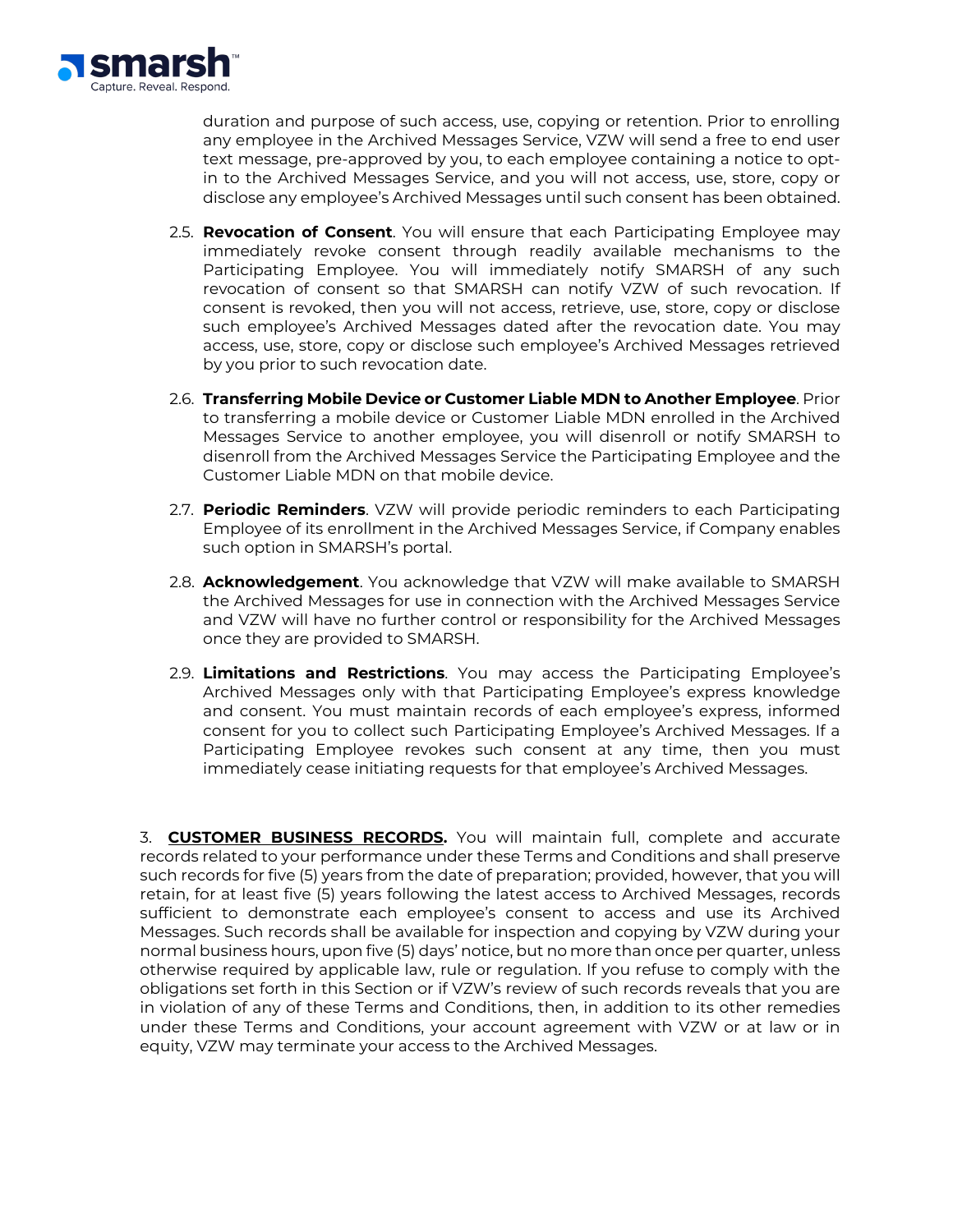duration and purpose of such access, use, copying or retention. Prior to enrolling any employee in the Archived Messages Service, VZW will send a free to end user text message, pre-approved by you, to each employee containing a notice to opt-in to the Archived Messages Service, and you will not access, use, store, copy or disclose any employee's Archived Messages until such consent has been obtained.

2.5. **Revocation of Consent**. You will ensure that each Participating Employee may immediately revoke consent through readily available mechanisms to the Participating Employee. You will immediately notify SMARSH of any such revocation of consent so that SMARSH can notify VZW of such revocation. If consent is revoked, then you will not access, retrieve, use, store, copy or disclose such employee's Archived Messages dated after the revocation date. You may access, use, store, copy or disclose such employee's Archived Messages retrieved by you prior to such revocation date.

2.6. **Transferring Mobile Device or Customer Liable MDN to Another Employee**. Prior to transferring a mobile device or Customer Liable MDN enrolled in the Archived Messages Service to another employee, you will disenroll or notify SMARSH to disenroll from the Archived Messages Service the Participating Employee and the Customer Liable MDN on that mobile device.

2.7. **Periodic Reminders**. VZW will provide periodic reminders to each Participating Employee of its enrollment in the Archived Messages Service, if Company enables such option in SMARSH's portal.

2.8. **Acknowledgement**. You acknowledge that VZW will make available to SMARSH the Archived Messages for use in connection with the Archived Messages Service and VZW will have no further control or responsibility for the Archived Messages once they are provided to SMARSH.

2.9. **Limitations and Restrictions**. You may access the Participating Employee's Archived Messages only with that Participating Employee's express knowledge and consent. You must maintain records of each employee's express, informed consent for you to collect such Participating Employee's Archived Messages. If a Participating Employee revokes such consent at any time, then you must immediately cease initiating requests for that employee's Archived Messages.

3. **CUSTOMER BUSINESS RECORDS.** You will maintain full, complete and accurate records related to your performance under these Terms and Conditions and shall preserve such records for five (5) years from the date of preparation; provided, however, that you will retain, for at least five (5) years following the latest access to Archived Messages, records sufficient to demonstrate each employee's consent to access and use its Archived Messages. Such records shall be available for inspection and copying by VZW during your normal business hours, upon five (5) days' notice, but no more than once per quarter, unless otherwise required by applicable law, rule or regulation. If you refuse to comply with the obligations set forth in this Section or if VZW's review of such records reveals that you are in violation of any of these Terms and Conditions, then, in addition to its other remedies under these Terms and Conditions, your account agreement with VZW or at law or in equity, VZW may terminate your access to the Archived Messages.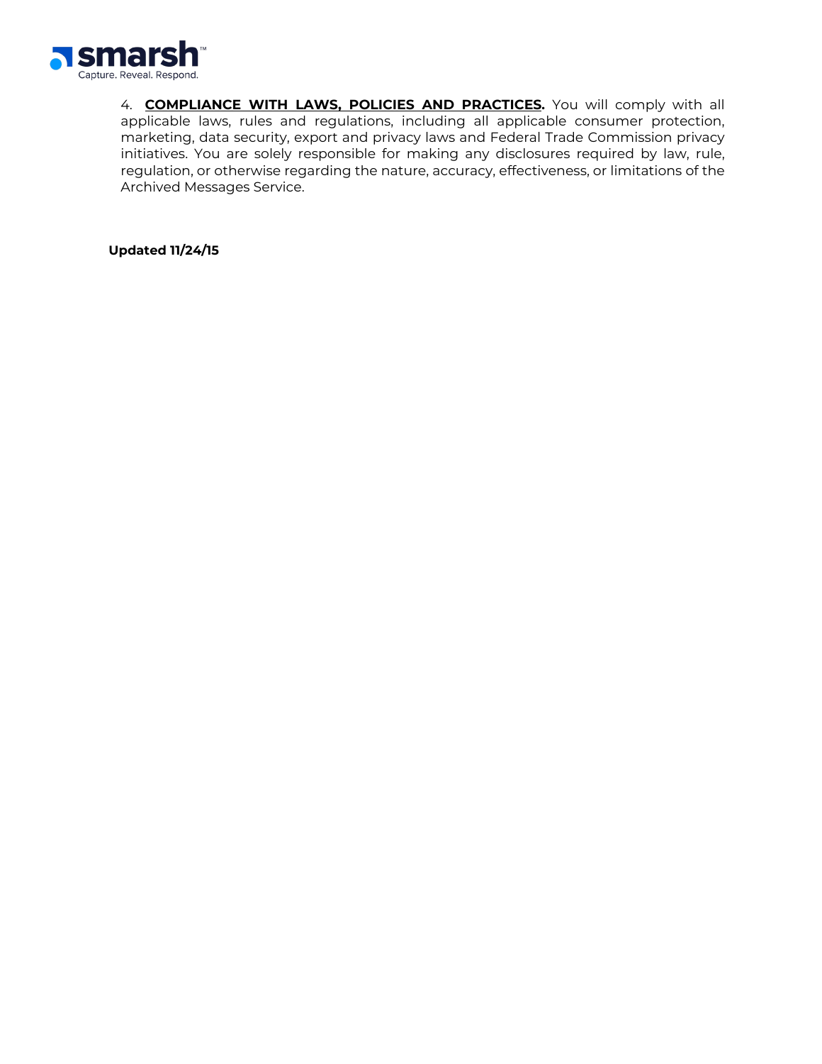4. **COMPLIANCE WITH LAWS, POLICIES AND PRACTICES.** You will comply with all applicable laws, rules and regulations, including all applicable consumer protection, marketing, data security, export and privacy laws and Federal Trade Commission privacy initiatives. You are solely responsible for making any disclosures required by law, rule, regulation, or otherwise regarding the nature, accuracy, effectiveness, or limitations of the Archived Messages Service.

**Updated 11/24/15**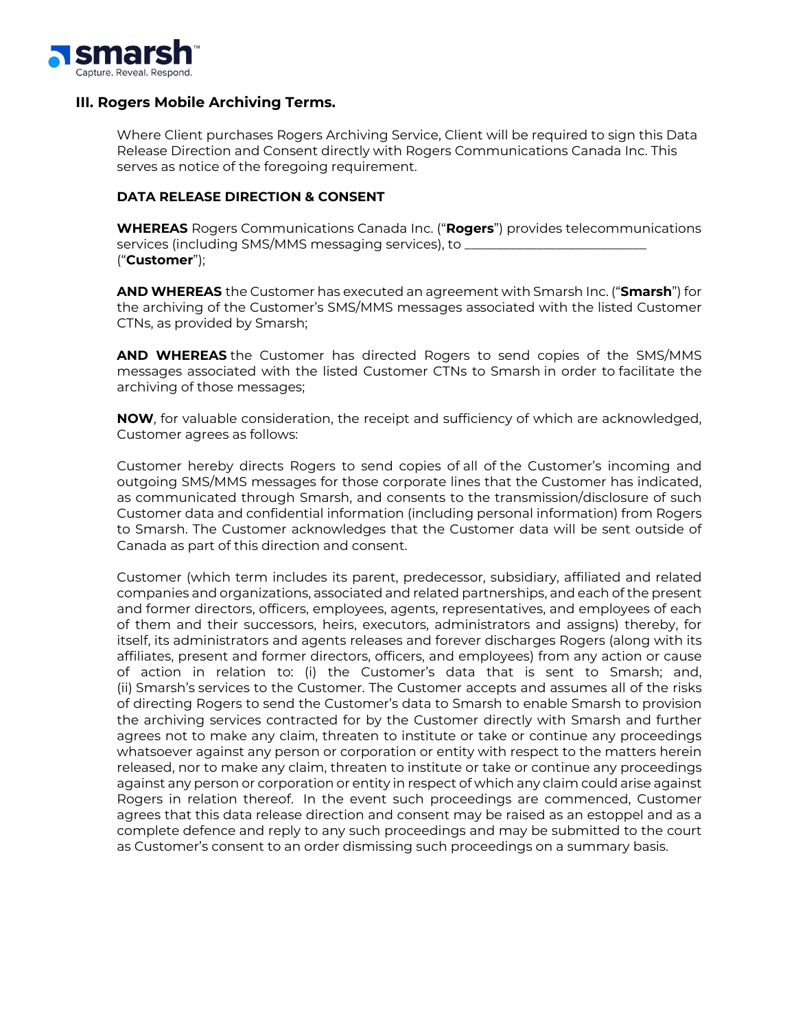### III. Rogers Mobile Archiving Terms.

Where Client purchases Rogers Archiving Service, Client will be required to sign this Data Release Direction and Consent directly with Rogers Communications Canada Inc. This serves as notice of the foregoing requirement.

**DATA RELEASE DIRECTION & CONSENT**

**WHEREAS** Rogers Communications Canada Inc. ("**Rogers**") provides telecommunications services (including SMS/MMS messaging services), to ___________________________ ("**Customer**");

**AND WHEREAS** the Customer has executed an agreement with Smarsh Inc. ("**Smarsh**") for the archiving of the Customer's SMS/MMS messages associated with the listed Customer CTNs, as provided by Smarsh;

**AND WHEREAS** the Customer has directed Rogers to send copies of the SMS/MMS messages associated with the listed Customer CTNs to Smarsh in order to facilitate the archiving of those messages;

**NOW**, for valuable consideration, the receipt and sufficiency of which are acknowledged, Customer agrees as follows:

Customer hereby directs Rogers to send copies of all of the Customer's incoming and outgoing SMS/MMS messages for those corporate lines that the Customer has indicated, as communicated through Smarsh, and consents to the transmission/disclosure of such Customer data and confidential information (including personal information) from Rogers to Smarsh. The Customer acknowledges that the Customer data will be sent outside of Canada as part of this direction and consent.

Customer (which term includes its parent, predecessor, subsidiary, affiliated and related companies and organizations, associated and related partnerships, and each of the present and former directors, officers, employees, agents, representatives, and employees of each of them and their successors, heirs, executors, administrators and assigns) thereby, for itself, its administrators and agents releases and forever discharges Rogers (along with its affiliates, present and former directors, officers, and employees) from any action or cause of action in relation to: (i) the Customer's data that is sent to Smarsh; and, (ii) Smarsh's services to the Customer. The Customer accepts and assumes all of the risks of directing Rogers to send the Customer's data to Smarsh to enable Smarsh to provision the archiving services contracted for by the Customer directly with Smarsh and further agrees not to make any claim, threaten to institute or take or continue any proceedings whatsoever against any person or corporation or entity with respect to the matters herein released, nor to make any claim, threaten to institute or take or continue any proceedings against any person or corporation or entity in respect of which any claim could arise against Rogers in relation thereof. In the event such proceedings are commenced, Customer agrees that this data release direction and consent may be raised as an estoppel and as a complete defence and reply to any such proceedings and may be submitted to the court as Customer's consent to an order dismissing such proceedings on a summary basis.